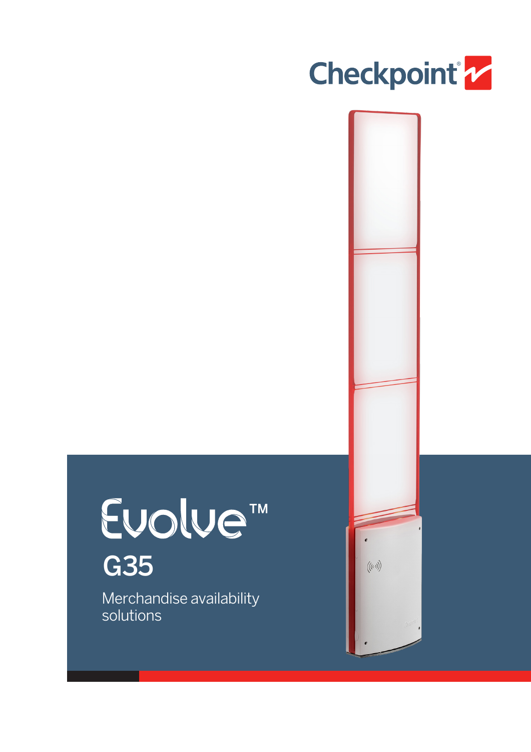Checkpoint®

# Evolve™

## G35

Merchandise availability solutions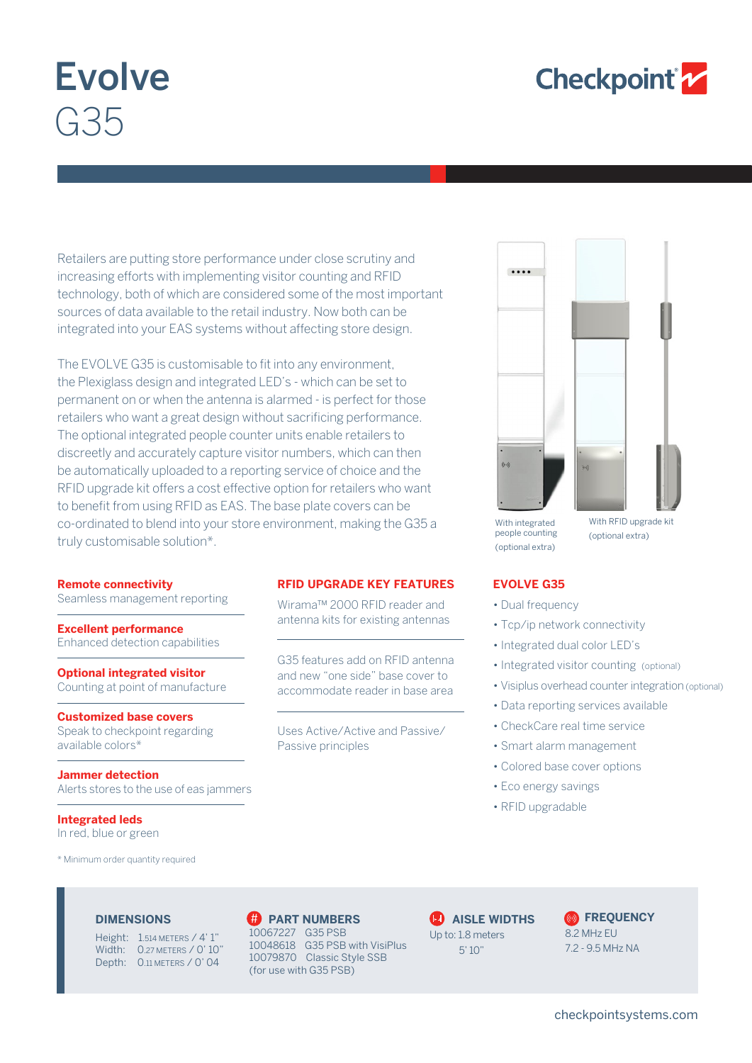# Evolve

G35

Checkpoint

Retailers are putting store performance under close scrutiny and increasing efforts with implementing visitor counting and RFID technology, both of which are considered some of the most important sources of data available to the retail industry. Now both can be integrated into your EAS systems without affecting store design.

The EVOLVE G35 is customisable to fit into any environment, the Plexiglass design and integrated LED's - which can be set to permanent on or when the antenna is alarmed - is perfect for those retailers who want a great design without sacrificing performance. The optional integrated people counter units enable retailers to discreetly and accurately capture visitor numbers, which can then be automatically uploaded to a reporting service of choice and the RFID upgrade kit offers a cost effective option for retailers who want to benefit from using RFID as EAS. The base plate covers can be co-ordinated to blend into your store environment, making the G35 a truly customisable solution*.

With integrated people counting (optional extra)

With RFID upgrade kit (optional extra)

**Remote connectivity**
Seamless management reporting

**Excellent performance**
Enhanced detection capabilities

**Optional integrated visitor**
Counting at point of manufacture

**Customized base covers**
Speak to checkpoint regarding available colors*

**Jammer detection**
Alerts stores to the use of eas jammers

**Integrated leds**
In red, blue or green

\* Minimum order quantity required

**RFID UPGRADE KEY FEATURES**

Wirama™ 2000 RFID reader and antenna kits for existing antennas

G35 features add on RFID antenna and new "one side" base cover to accommodate reader in base area

Uses Active/Active and Passive/Passive principles

**EVOLVE G35**

- Dual frequency
- Tcp/ip network connectivity
- Integrated dual color LED's
- Integrated visitor counting (optional)
- Visiplus overhead counter integration (optional)
- Data reporting services available
- CheckCare real time service
- Smart alarm management
- Colored base cover options
- Eco energy savings
- RFID upgradable

**DIMENSIONS**

Height: 1.514 METERS / 4' 1"
Width: 0.27 METERS / 0' 10"
Depth: 0.11 METERS / 0' 04

**PART NUMBERS**

10067227 G35 PSB
10048618 G35 PSB with VisiPlus
10079870 Classic Style SSB
(for use with G35 PSB)

**AISLE WIDTHS**

Up to: 1.8 meters
5' 10"

**FREQUENCY**

8.2 MHz EU
7.2 - 9.5 MHz NA

checkpointsystems.com